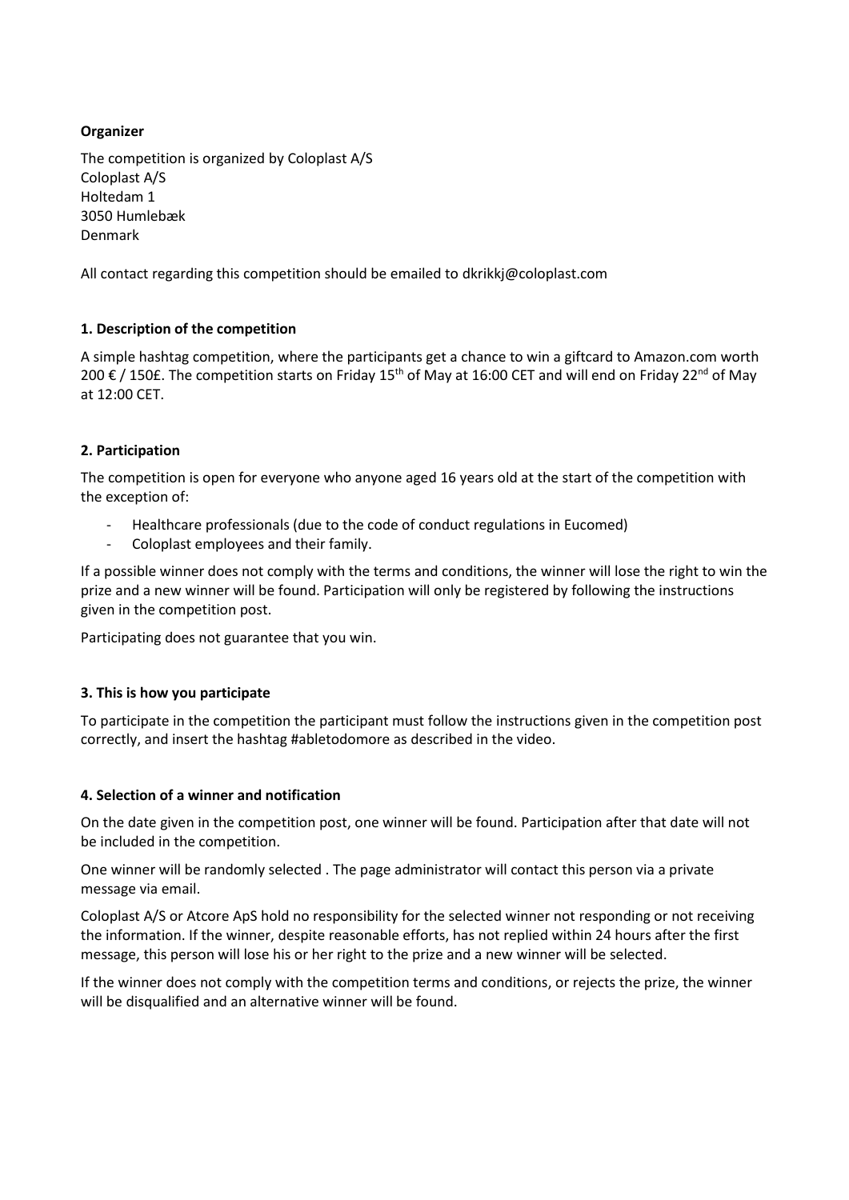**Organizer**

The competition is organized by Coloplast A/S
Coloplast A/S
Holtedam 1
3050 Humlebæk
Denmark

All contact regarding this competition should be emailed to dkrikkj@coloplast.com

**1. Description of the competition**

A simple hashtag competition, where the participants get a chance to win a giftcard to Amazon.com worth 200 € / 150£. The competition starts on Friday 15th of May at 16:00 CET and will end on Friday 22nd of May at 12:00 CET.

**2. Participation**

The competition is open for everyone who anyone aged 16 years old at the start of the competition with the exception of:

- Healthcare professionals (due to the code of conduct regulations in Eucomed)
- Coloplast employees and their family.

If a possible winner does not comply with the terms and conditions, the winner will lose the right to win the prize and a new winner will be found. Participation will only be registered by following the instructions given in the competition post.

Participating does not guarantee that you win.

**3. This is how you participate**

To participate in the competition the participant must follow the instructions given in the competition post correctly, and insert the hashtag #abletodomore as described in the video.

**4. Selection of a winner and notification**

On the date given in the competition post, one winner will be found. Participation after that date will not be included in the competition.

One winner will be randomly selected . The page administrator will contact this person via a private message via email.

Coloplast A/S or Atcore ApS hold no responsibility for the selected winner not responding or not receiving the information. If the winner, despite reasonable efforts, has not replied within 24 hours after the first message, this person will lose his or her right to the prize and a new winner will be selected.

If the winner does not comply with the competition terms and conditions, or rejects the prize, the winner will be disqualified and an alternative winner will be found.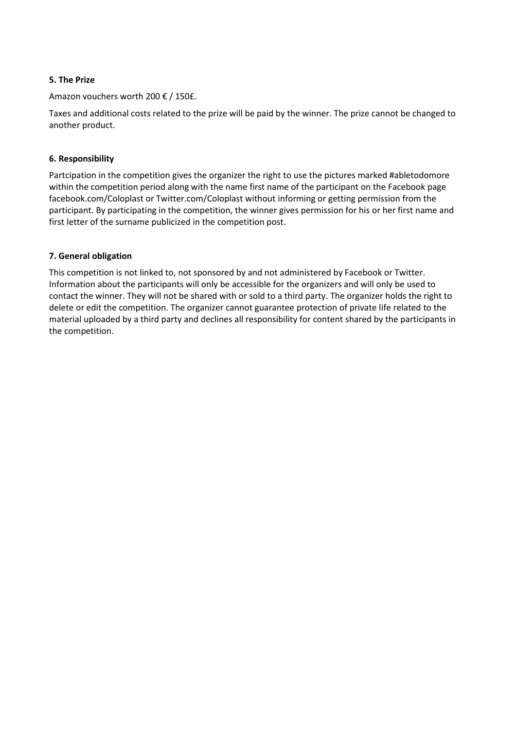**5. The Prize**

Amazon vouchers worth 200 € / 150£.

Taxes and additional costs related to the prize will be paid by the winner. The prize cannot be changed to another product.

**6. Responsibility**

Partcipation in the competition gives the organizer the right to use the pictures marked #abletodomore within the competition period along with the name first name of the participant on the Facebook page facebook.com/Coloplast or Twitter.com/Coloplast without informing or getting permission from the participant. By participating in the competition, the winner gives permission for his or her first name and first letter of the surname publicized in the competition post.

**7. General obligation**

This competition is not linked to, not sponsored by and not administered by Facebook or Twitter. Information about the participants will only be accessible for the organizers and will only be used to contact the winner. They will not be shared with or sold to a third party. The organizer holds the right to delete or edit the competition. The organizer cannot guarantee protection of private life related to the material uploaded by a third party and declines all responsibility for content shared by the participants in the competition.